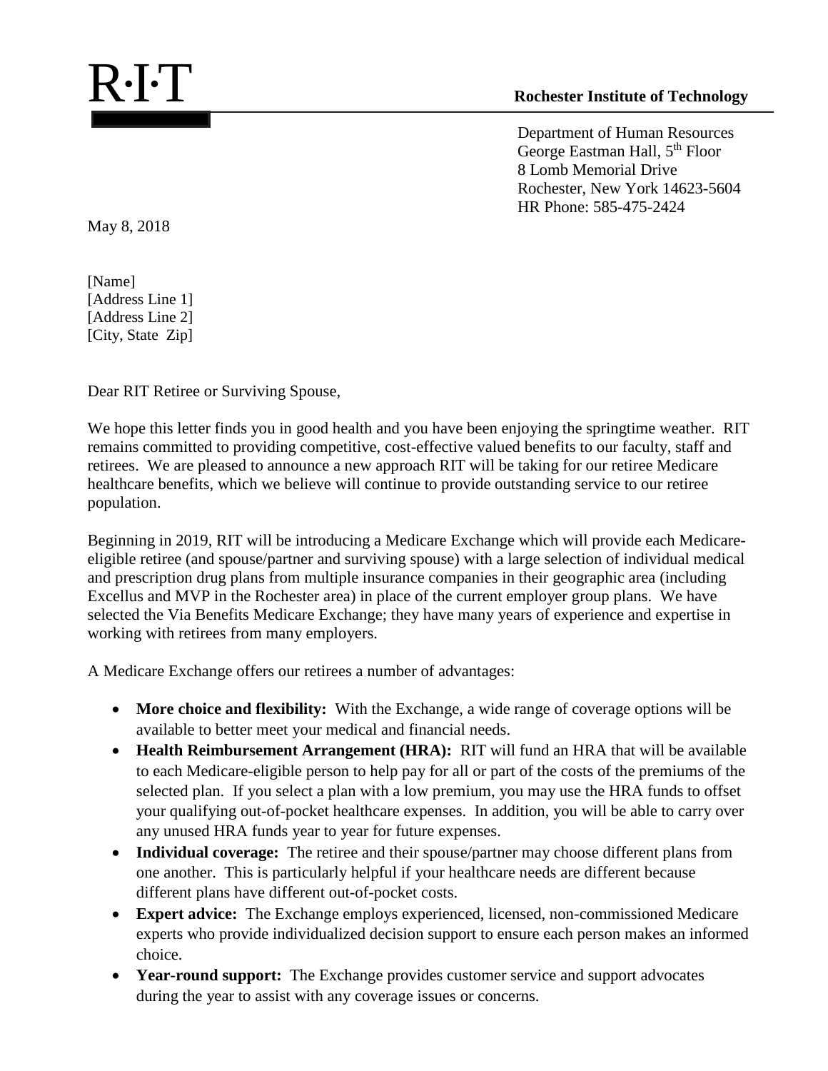R·I·T

**Rochester Institute of Technology**

Department of Human Resources
George Eastman Hall, 5th Floor
8 Lomb Memorial Drive
Rochester, New York 14623-5604
HR Phone: 585-475-2424

May 8, 2018

[Name]
[Address Line 1]
[Address Line 2]
[City, State  Zip]

Dear RIT Retiree or Surviving Spouse,

We hope this letter finds you in good health and you have been enjoying the springtime weather. RIT remains committed to providing competitive, cost-effective valued benefits to our faculty, staff and retirees. We are pleased to announce a new approach RIT will be taking for our retiree Medicare healthcare benefits, which we believe will continue to provide outstanding service to our retiree population.

Beginning in 2019, RIT will be introducing a Medicare Exchange which will provide each Medicare-eligible retiree (and spouse/partner and surviving spouse) with a large selection of individual medical and prescription drug plans from multiple insurance companies in their geographic area (including Excellus and MVP in the Rochester area) in place of the current employer group plans. We have selected the Via Benefits Medicare Exchange; they have many years of experience and expertise in working with retirees from many employers.

A Medicare Exchange offers our retirees a number of advantages:

- **More choice and flexibility:** With the Exchange, a wide range of coverage options will be available to better meet your medical and financial needs.
- **Health Reimbursement Arrangement (HRA):** RIT will fund an HRA that will be available to each Medicare-eligible person to help pay for all or part of the costs of the premiums of the selected plan. If you select a plan with a low premium, you may use the HRA funds to offset your qualifying out-of-pocket healthcare expenses. In addition, you will be able to carry over any unused HRA funds year to year for future expenses.
- **Individual coverage:** The retiree and their spouse/partner may choose different plans from one another. This is particularly helpful if your healthcare needs are different because different plans have different out-of-pocket costs.
- **Expert advice:** The Exchange employs experienced, licensed, non-commissioned Medicare experts who provide individualized decision support to ensure each person makes an informed choice.
- **Year-round support:** The Exchange provides customer service and support advocates during the year to assist with any coverage issues or concerns.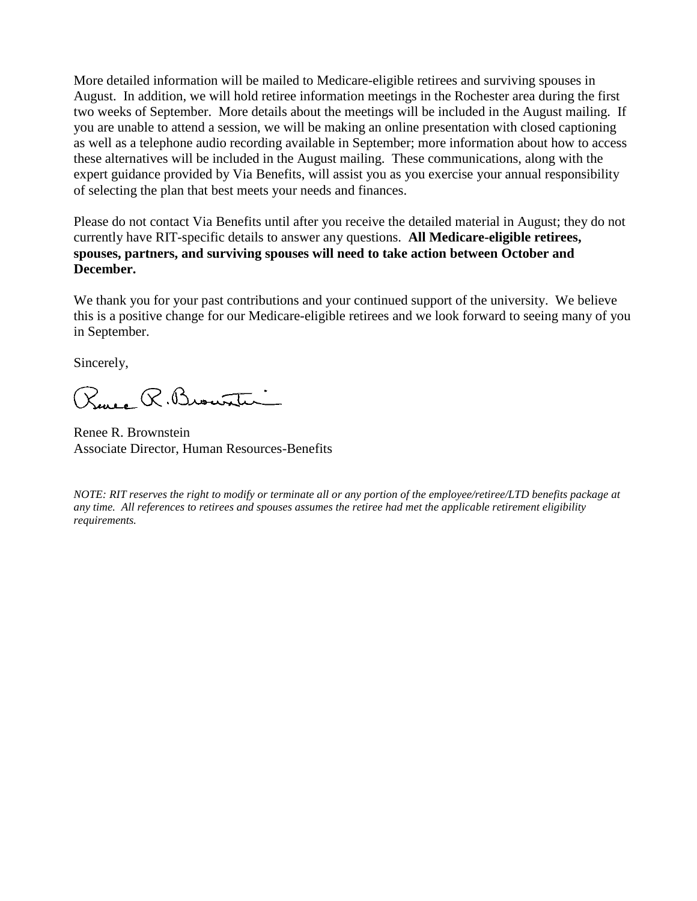More detailed information will be mailed to Medicare-eligible retirees and surviving spouses in August. In addition, we will hold retiree information meetings in the Rochester area during the first two weeks of September. More details about the meetings will be included in the August mailing. If you are unable to attend a session, we will be making an online presentation with closed captioning as well as a telephone audio recording available in September; more information about how to access these alternatives will be included in the August mailing. These communications, along with the expert guidance provided by Via Benefits, will assist you as you exercise your annual responsibility of selecting the plan that best meets your needs and finances.

Please do not contact Via Benefits until after you receive the detailed material in August; they do not currently have RIT-specific details to answer any questions. **All Medicare-eligible retirees, spouses, partners, and surviving spouses will need to take action between October and December.**

We thank you for your past contributions and your continued support of the university. We believe this is a positive change for our Medicare-eligible retirees and we look forward to seeing many of you in September.

Sincerely,

Renee R. Brownstein
Associate Director, Human Resources-Benefits

*NOTE: RIT reserves the right to modify or terminate all or any portion of the employee/retiree/LTD benefits package at any time. All references to retirees and spouses assumes the retiree had met the applicable retirement eligibility requirements.*